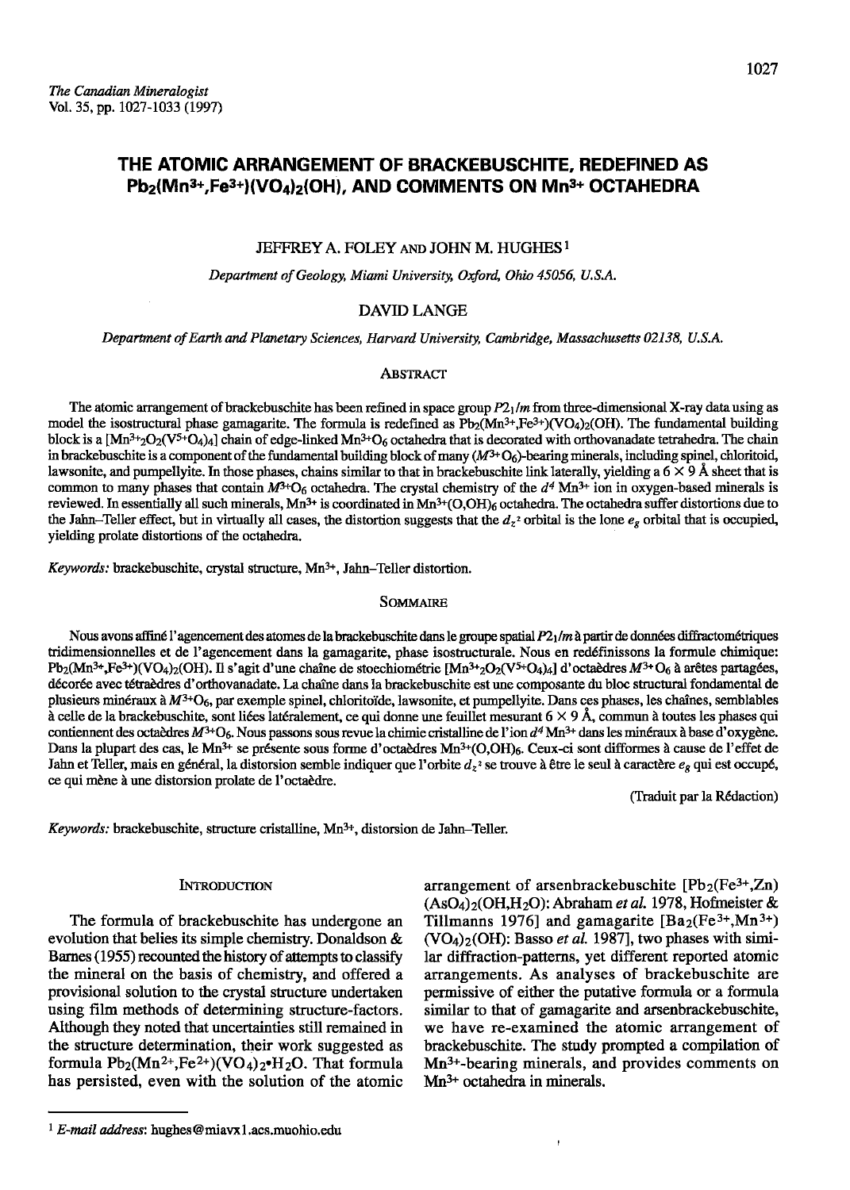# THE ATOMIC ARRANGEMENT OF BRACKEBUSCHITE, REDEFINED AS $Pb_2(Mn^{3+},Fe^{3+})(VO_4)_2(OH)$, AND COMMENTS ON $Mn^{3+}$ OCTAHEDRA

JEFFREY A. FOLEY AND JOHN M. HUGHES [1]

*Department of Geology, Miami University, Oxford, Ohio 45056, U.S.A.*

DAVID LANGE

*Department of Earth and Planetary Sciences, Harvard University, Cambridge, Massachusetts 02138, U.S.A.*

## Abstract

The atomic arrangement of brackebuschite has been refined in space group $P2_1/m$ from three-dimensional X-ray data using as model the isostructural phase gamagarite. The formula is redefined as $Pb_2(Mn^{3+},Fe^{3+})(VO_4)_2(OH)$. The fundamental building block is a $[Mn^{3+}_2O_2(V^{5+}O_4)_4]$ chain of edge-linked $Mn^{3+}O_6$ octahedra that is decorated with orthovanadate tetrahedra. The chain in brackebuschite is a component of the fundamental building block of many ($M^{3+}O_6$)-bearing minerals, including spinel, chloritoid, lawsonite, and pumpellyite. In those phases, chains similar to that in brackebuschite link laterally, yielding a 6 × 9 Å sheet that is common to many phases that contain $M^{3+}O_6$ octahedra. The crystal chemistry of the $d^4$ $Mn^{3+}$ ion in oxygen-based minerals is reviewed. In essentially all such minerals, $Mn^{3+}$ is coordinated in $Mn^{3+}(O,OH)_6$ octahedra. The octahedra suffer distortions due to the Jahn–Teller effect, but in virtually all cases, the distortion suggests that the $d_{z^2}$ orbital is the lone $e_g$ orbital that is occupied, yielding prolate distortions of the octahedra.

*Keywords:* brackebuschite, crystal structure, $Mn^{3+}$, Jahn–Teller distortion.

## Sommaire

Nous avons affiné l'agencement des atomes de la brackebuschite dans le groupe spatial $P2_1/m$ à partir de données diffractométriques tridimensionnelles et de l'agencement dans la gamagarite, phase isostructurale. Nous en redéfinissons la formule chimique: $Pb_2(Mn^{3+},Fe^{3+})(VO_4)_2(OH)$. Il s'agit d'une chaîne de stoechiométrie $[Mn^{3+}_2O_2(V^{5+}O_4)_4]$ d'octaèdres $M^{3+}O_6$ à arêtes partagées, décorée avec tétraèdres d'orthovanadate. La chaîne dans la brackebuschite est une composante du bloc structural fondamental de plusieurs minéraux à $M^{3+}O_6$, par exemple spinel, chloritoïde, lawsonite, et pumpellyite. Dans ces phases, les chaînes, semblables à celle de la brackebuschite, sont liées latéralement, ce qui donne une feuillet mesurant 6 × 9 Å, commun à toutes les phases qui contiennent des octaèdres $M^{3+}O_6$. Nous passons sous revue la chimie cristalline de l'ion $d^4$ $Mn^{3+}$ dans les minéraux à base d'oxygène. Dans la plupart des cas, le $Mn^{3+}$ se présente sous forme d'octaèdres $Mn^{3+}(O,OH)_6$. Ceux-ci sont difformes à cause de l'effet de Jahn et Teller, mais en général, la distorsion semble indiquer que l'orbite $d_{z^2}$ se trouve à être le seul à caractère $e_g$ qui est occupé, ce qui mène à une distorsion prolate de l'octaèdre.

(Traduit par la Rédaction)

*Keywords:* brackebuschite, structure cristalline, $Mn^{3+}$, distorsion de Jahn–Teller.

## Introduction

The formula of brackebuschite has undergone an evolution that belies its simple chemistry. Donaldson & Barnes (1955) recounted the history of attempts to classify the mineral on the basis of chemistry, and offered a provisional solution to the crystal structure undertaken using film methods of determining structure-factors. Although they noted that uncertainties still remained in the structure determination, their work suggested as formula $Pb_2(Mn^{2+},Fe^{2+})(VO_4)_2{\bullet}H_2O$. That formula has persisted, even with the solution of the atomic arrangement of arsenbrackebuschite [$Pb_2(Fe^{3+},Zn)(AsO_4)_2(OH,H_2O)$: Abraham *et al.* 1978, Hofmeister & Tillmanns 1976] and gamagarite [$Ba_2(Fe^{3+},Mn^{3+})(VO_4)_2(OH)$: Basso *et al.* 1987], two phases with similar diffraction-patterns, yet different reported atomic arrangements. As analyses of brackebuschite are permissive of either the putative formula or a formula similar to that of gamagarite and arsenbrackebuschite, we have re-examined the atomic arrangement of brackebuschite. The study prompted a compilation of $Mn^{3+}$-bearing minerals, and provides comments on $Mn^{3+}$ octahedra in minerals.

[1] *E-mail address:* hughes@miavx1.acs.muohio.edu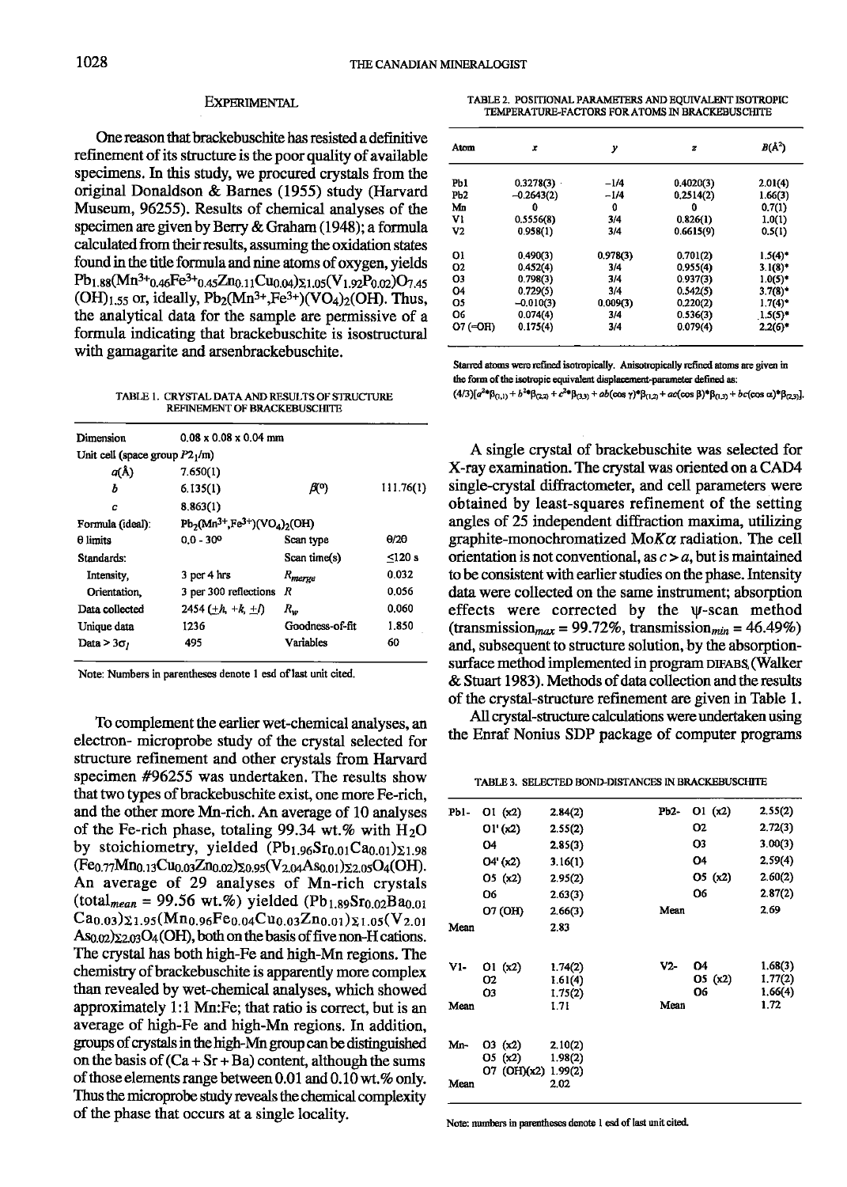## EXPERIMENTAL

One reason that brackebuschite has resisted a definitive refinement of its structure is the poor quality of available specimens. In this study, we procured crystals from the original Donaldson & Barnes (1955) study (Harvard Museum, 96255). Results of chemical analyses of the specimen are given by Berry & Graham (1948); a formula calculated from their results, assuming the oxidation states found in the title formula and nine atoms of oxygen, yields $Pb_{1.88}(Mn^{3+}_{0.46}Fe^{3+}_{0.45}Zn_{0.11}Cu_{0.04})_{\Sigma1.05}(V_{1.92}P_{0.02})O_{7.45}(OH)_{1.55}$ or, ideally, $Pb_2(Mn^{3+},Fe^{3+})(VO_4)_2(OH)$. Thus, the analytical data for the sample are permissive of a formula indicating that brackebuschite is isostructural with gamagarite and arsenbrackebuschite.

TABLE 1. CRYSTAL DATA AND RESULTS OF STRUCTURE REFINEMENT OF BRACKEBUSCHITE

| | | | |
|---|---|---|---|
| Dimension | 0.08 x 0.08 x 0.04 mm | | |
| Unit cell (space group $P2_1/m$) | | | |
| $a$(Å) | 7.650(1) | | |
| $b$ | 6.135(1) | $\beta$(°) | 111.76(1) |
| $c$ | 8.863(1) | | |
| Formula (ideal): | $Pb_2(Mn^{3+},Fe^{3+})(VO_4)_2(OH)$ | | |
| θ limits | 0.0 - 30° | Scan type | θ/2θ |
| Standards: | | Scan time(s) | ≤120 s |
| Intensity, | 3 per 4 hrs | $R_{merge}$ | 0.032 |
| Orientation, | 3 per 300 reflections | $R$ | 0.056 |
| Data collected | 2454 (±h, +k, ±l) | $R_w$ | 0.060 |
| Unique data | 1236 | Goodness-of-fit | 1.850 |
| Data > $3\sigma_I$ | 495 | Variables | 60 |

Note: Numbers in parentheses denote 1 esd of last unit cited.

To complement the earlier wet-chemical analyses, an electron- microprobe study of the crystal selected for structure refinement and other crystals from Harvard specimen #96255 was undertaken. The results show that two types of brackebuschite exist, one more Fe-rich, and the other more Mn-rich. An average of 10 analyses of the Fe-rich phase, totaling 99.34 wt.% with $H_2O$ by stoichiometry, yielded $(Pb_{1.96}Sr_{0.01}Ca_{0.01})_{\Sigma1.98}(Fe_{0.77}Mn_{0.13}Cu_{0.03}Zn_{0.02})_{\Sigma0.95}(V_{2.04}As_{0.01})_{\Sigma2.05}O_4(OH)$. An average of 29 analyses of Mn-rich crystals (total$_{mean}$ = 99.56 wt.%) yielded $(Pb_{1.89}Sr_{0.02}Ba_{0.01}Ca_{0.03})_{\Sigma1.95}(Mn_{0.96}Fe_{0.04}Cu_{0.03}Zn_{0.01})_{\Sigma1.05}(V_{2.01}As_{0.02})_{\Sigma2.03}O_4(OH)$, both on the basis of five non-H cations. The crystal has both high-Fe and high-Mn regions. The chemistry of brackebuschite is apparently more complex than revealed by wet-chemical analyses, which showed approximately 1:1 Mn:Fe; that ratio is correct, but is an average of high-Fe and high-Mn regions. In addition, groups of crystals in the high-Mn group can be distinguished on the basis of (Ca + Sr + Ba) content, although the sums of those elements range between 0.01 and 0.10 wt.% only. Thus the microprobe study reveals the chemical complexity of the phase that occurs at a single locality.

TABLE 2. POSITIONAL PARAMETERS AND EQUIVALENT ISOTROPIC TEMPERATURE-FACTORS FOR ATOMS IN BRACKEBUSCHITE

| Atom | $x$ | $y$ | $z$ | $B$(Å$^2$) |
|---|---|---|---|---|
| Pb1 | 0.3278(3) | −1/4 | 0.4020(3) | 2.01(4) |
| Pb2 | −0.2643(2) | −1/4 | 0.2514(2) | 1.66(3) |
| Mn | 0 | 0 | 0 | 0.7(1) |
| V1 | 0.5556(8) | 3/4 | 0.826(1) | 1.0(1) |
| V2 | 0.958(1) | 3/4 | 0.6615(9) | 0.5(1) |
| O1 | 0.490(3) | 0.978(3) | 0.701(2) | 1.5(4)* |
| O2 | 0.452(4) | 3/4 | 0.955(4) | 3.1(8)* |
| O3 | 0.798(3) | 3/4 | 0.937(3) | 1.0(5)* |
| O4 | 0.729(5) | 3/4 | 0.542(5) | 3.7(8)* |
| O5 | −0.010(3) | 0.009(3) | 0.220(2) | 1.7(4)* |
| O6 | 0.074(4) | 3/4 | 0.536(3) | 1.5(5)* |
| O7 (=OH) | 0.175(4) | 3/4 | 0.079(4) | 2.2(6)* |

Starred atoms were refined isotropically. Anisotropically refined atoms are given in the form of the isotropic equivalent displacement-parameter defined as: $(4/3)[a^2\beta_{(1,1)} + b^2\beta_{(2,2)} + c^2\beta_{(3,3)} + ab(\cos\gamma)\beta_{(1,2)} + ac(\cos\beta)\beta_{(1,3)} + bc(\cos\alpha)\beta_{(2,3)}]$.

A single crystal of brackebuschite was selected for X-ray examination. The crystal was oriented on a CAD4 single-crystal diffractometer, and cell parameters were obtained by least-squares refinement of the setting angles of 25 independent diffraction maxima, utilizing graphite-monochromatized Mo$K\alpha$ radiation. The cell orientation is not conventional, as $c > a$, but is maintained to be consistent with earlier studies on the phase. Intensity data were collected on the same instrument; absorption effects were corrected by the ψ-scan method (transmission$_{max}$ = 99.72%, transmission$_{min}$ = 46.49%) and, subsequent to structure solution, by the absorption-surface method implemented in program DIFABS (Walker & Stuart 1983). Methods of data collection and the results of the crystal-structure refinement are given in Table 1.

All crystal-structure calculations were undertaken using the Enraf Nonius SDP package of computer programs

TABLE 3. SELECTED BOND-DISTANCES IN BRACKEBUSCHITE

| | | | | | |
|---|---|---|---|---|---|
| Pb1- | O1 (x2) | 2.84(2) | Pb2- | O1 (x2) | 2.55(2) |
| | O1' (x2) | 2.55(2) | | O2 | 2.72(3) |
| | O4 | 2.85(3) | | O3 | 3.00(3) |
| | O4' (x2) | 3.16(1) | | O4 | 2.59(4) |
| | O5 (x2) | 2.95(2) | | O5 (x2) | 2.60(2) |
| | O6 | 2.63(3) | | O6 | 2.87(2) |
| | O7 (OH) | 2.66(3) | Mean | | 2.69 |
| Mean | | 2.83 | | | |
| V1- | O1 (x2) | 1.74(2) | V2- | O4 | 1.68(3) |
| | O2 | 1.61(4) | | O5 (x2) | 1.77(2) |
| | O3 | 1.75(2) | | O6 | 1.66(4) |
| Mean | | 1.71 | Mean | | 1.72 |
| Mn- | O3 (x2) | 2.10(2) | | | |
| | O5 (x2) | 1.98(2) | | | |
| | O7 (OH)(x2) | 1.99(2) | | | |
| Mean | | 2.02 | | | |

Note: numbers in parentheses denote 1 esd of last unit cited.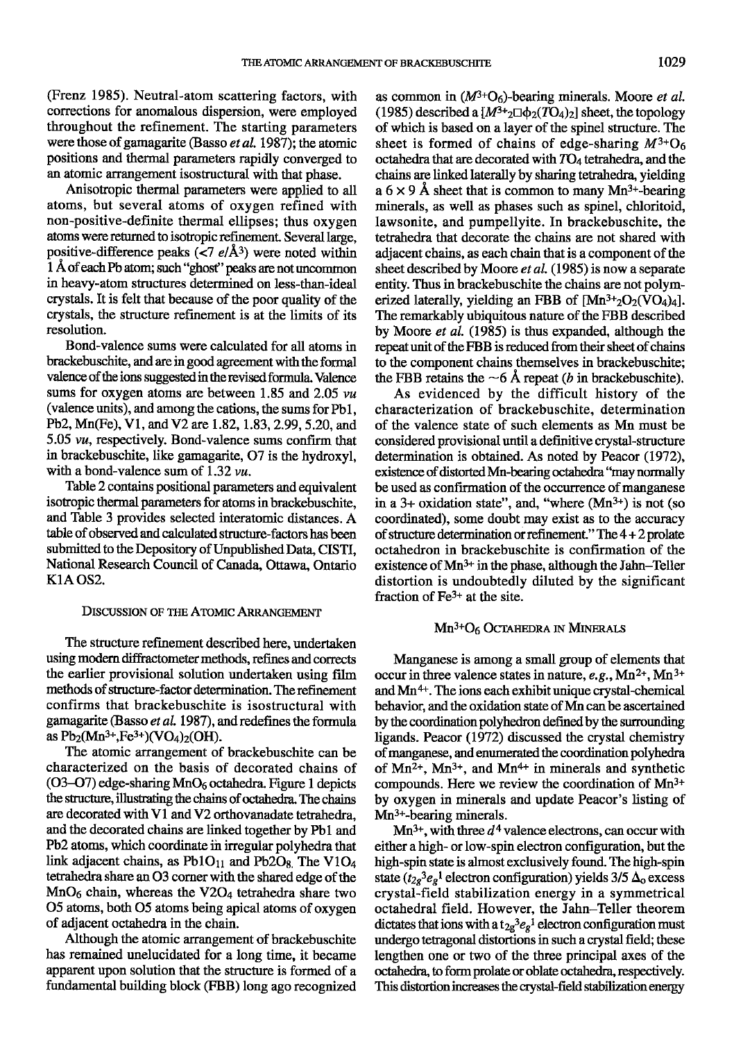(Frenz 1985). Neutral-atom scattering factors, with corrections for anomalous dispersion, were employed throughout the refinement. The starting parameters were those of gamagarite (Basso *et al.* 1987); the atomic positions and thermal parameters rapidly converged to an atomic arrangement isostructural with that phase.

Anisotropic thermal parameters were applied to all atoms, but several atoms of oxygen refined with non-positive-definite thermal ellipses; thus oxygen atoms were returned to isotropic refinement. Several large, positive-difference peaks (<7 $e$/Å$^3$) were noted within 1 Å of each Pb atom; such "ghost" peaks are not uncommon in heavy-atom structures determined on less-than-ideal crystals. It is felt that because of the poor quality of the crystals, the structure refinement is at the limits of its resolution.

Bond-valence sums were calculated for all atoms in brackebuschite, and are in good agreement with the formal valence of the ions suggested in the revised formula. Valence sums for oxygen atoms are between 1.85 and 2.05 *vu* (valence units), and among the cations, the sums for Pb1, Pb2, Mn(Fe), V1, and V2 are 1.82, 1.83, 2.99, 5.20, and 5.05 *vu*, respectively. Bond-valence sums confirm that in brackebuschite, like gamagarite, O7 is the hydroxyl, with a bond-valence sum of 1.32 *vu*.

Table 2 contains positional parameters and equivalent isotropic thermal parameters for atoms in brackebuschite, and Table 3 provides selected interatomic distances. A table of observed and calculated structure-factors has been submitted to the Depository of Unpublished Data, CISTI, National Research Council of Canada, Ottawa, Ontario K1A OS2.

## Discussion of the Atomic Arrangement

The structure refinement described here, undertaken using modern diffractometer methods, refines and corrects the earlier provisional solution undertaken using film methods of structure-factor determination. The refinement confirms that brackebuschite is isostructural with gamagarite (Basso *et al.* 1987), and redefines the formula as $Pb_2(Mn^{3+},Fe^{3+})(VO_4)_2(OH)$.

The atomic arrangement of brackebuschite can be characterized on the basis of decorated chains of (O3–O7) edge-sharing $MnO_6$ octahedra. Figure 1 depicts the structure, illustrating the chains of octahedra. The chains are decorated with V1 and V2 orthovanadate tetrahedra, and the decorated chains are linked together by Pb1 and Pb2 atoms, which coordinate in irregular polyhedra that link adjacent chains, as $Pb1O_{11}$ and $Pb2O_8$. The $V1O_4$ tetrahedra share an O3 corner with the shared edge of the $MnO_6$ chain, whereas the $V2O_4$ tetrahedra share two O5 atoms, both O5 atoms being apical atoms of oxygen of adjacent octahedra in the chain.

Although the atomic arrangement of brackebuschite has remained unelucidated for a long time, it became apparent upon solution that the structure is formed of a fundamental building block (FBB) long ago recognized as common in ($M^{3+}O_6$)-bearing minerals. Moore *et al.* (1985) described a $[M^{3+}_2\square\phi_2(TO_4)_2]$ sheet, the topology of which is based on a layer of the spinel structure. The sheet is formed of chains of edge-sharing $M^{3+}O_6$ octahedra that are decorated with $TO_4$ tetrahedra, and the chains are linked laterally by sharing tetrahedra, yielding a 6 × 9 Å sheet that is common to many $Mn^{3+}$-bearing minerals, as well as phases such as spinel, chloritoid, lawsonite, and pumpellyite. In brackebuschite, the tetrahedra that decorate the chains are not shared with adjacent chains, as each chain that is a component of the sheet described by Moore *et al.* (1985) is now a separate entity. Thus in brackebuschite the chains are not polymerized laterally, yielding an FBB of $[Mn^{3+}_2O_2(VO_4)_4]$. The remarkably ubiquitous nature of the FBB described by Moore *et al.* (1985) is thus expanded, although the repeat unit of the FBB is reduced from their sheet of chains to the component chains themselves in brackebuschite; the FBB retains the ~6 Å repeat (*b* in brackebuschite).

As evidenced by the difficult history of the characterization of brackebuschite, determination of the valence state of such elements as Mn must be considered provisional until a definitive crystal-structure determination is obtained. As noted by Peacor (1972), existence of distorted Mn-bearing octahedra "may normally be used as confirmation of the occurrence of manganese in a 3+ oxidation state", and, "where ($Mn^{3+}$) is not (so coordinated), some doubt may exist as to the accuracy of structure determination or refinement." The 4 + 2 prolate octahedron in brackebuschite is confirmation of the existence of $Mn^{3+}$ in the phase, although the Jahn–Teller distortion is undoubtedly diluted by the significant fraction of $Fe^{3+}$ at the site.

## $Mn^{3+}O_6$ Octahedra in Minerals

Manganese is among a small group of elements that occur in three valence states in nature, *e.g.*, $Mn^{2+}$, $Mn^{3+}$ and $Mn^{4+}$. The ions each exhibit unique crystal-chemical behavior, and the oxidation state of Mn can be ascertained by the coordination polyhedron defined by the surrounding ligands. Peacor (1972) discussed the crystal chemistry of manganese, and enumerated the coordination polyhedra of $Mn^{2+}$, $Mn^{3+}$, and $Mn^{4+}$ in minerals and synthetic compounds. Here we review the coordination of $Mn^{3+}$ by oxygen in minerals and update Peacor's listing of $Mn^{3+}$-bearing minerals.

$Mn^{3+}$, with three $d^4$ valence electrons, can occur with either a high- or low-spin electron configuration, but the high-spin state is almost exclusively found. The high-spin state ($t_{2g}^3e_g^1$ electron configuration) yields 3/5 $\Delta_o$ excess crystal-field stabilization energy in a symmetrical octahedral field. However, the Jahn–Teller theorem dictates that ions with a $t_{2g}^3e_g^1$ electron configuration must undergo tetragonal distortions in such a crystal field; these lengthen one or two of the three principal axes of the octahedra, to form prolate or oblate octahedra, respectively. This distortion increases the crystal-field stabilization energy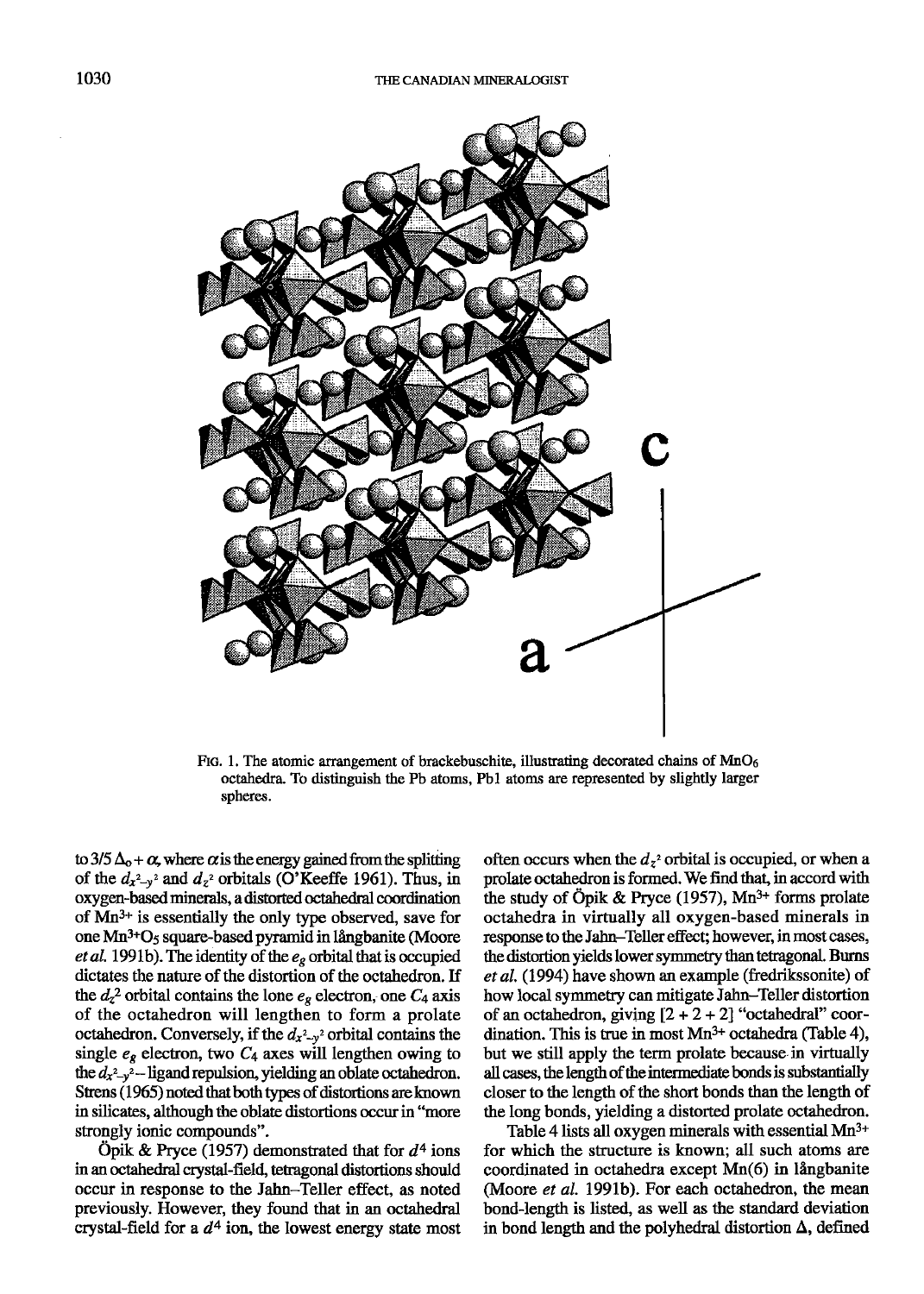FIG. 1. The atomic arrangement of brackebuschite, illustrating decorated chains of $MnO_6$ octahedra. To distinguish the Pb atoms, Pb1 atoms are represented by slightly larger spheres.

to $3/5\,\Delta_o + \alpha$, where $\alpha$ is the energy gained from the splitting of the $d_{x^2-y^2}$ and $d_{z^2}$ orbitals (O'Keeffe 1961). Thus, in oxygen-based minerals, a distorted octahedral coordination of $Mn^{3+}$ is essentially the only type observed, save for one $Mn^{3+}O_5$ square-based pyramid in långbanite (Moore *et al.* 1991b). The identity of the $e_g$ orbital that is occupied dictates the nature of the distortion of the octahedron. If the $d_z^2$ orbital contains the lone $e_g$ electron, one $C_4$ axis of the octahedron will lengthen to form a prolate octahedron. Conversely, if the $d_{x^2-y^2}$ orbital contains the single $e_g$ electron, two $C_4$ axes will lengthen owing to the $d_{x^2-y^2}$– ligand repulsion, yielding an oblate octahedron. Strens (1965) noted that both types of distortions are known in silicates, although the oblate distortions occur in "more strongly ionic compounds".

Öpik & Pryce (1957) demonstrated that for $d^4$ ions in an octahedral crystal-field, tetragonal distortions should occur in response to the Jahn–Teller effect, as noted previously. However, they found that in an octahedral crystal-field for a $d^4$ ion, the lowest energy state most often occurs when the $d_{z^2}$ orbital is occupied, or when a prolate octahedron is formed. We find that, in accord with the study of Öpik & Pryce (1957), $Mn^{3+}$ forms prolate octahedra in virtually all oxygen-based minerals in response to the Jahn–Teller effect; however, in most cases, the distortion yields lower symmetry than tetragonal. Burns *et al.* (1994) have shown an example (fredrikssonite) of how local symmetry can mitigate Jahn–Teller distortion of an octahedron, giving [2 + 2 + 2] "octahedral" coordination. This is true in most $Mn^{3+}$ octahedra (Table 4), but we still apply the term prolate because in virtually all cases, the length of the intermediate bonds is substantially closer to the length of the short bonds than the length of the long bonds, yielding a distorted prolate octahedron.

Table 4 lists all oxygen minerals with essential $Mn^{3+}$ for which the structure is known; all such atoms are coordinated in octahedra except Mn(6) in långbanite (Moore *et al.* 1991b). For each octahedron, the mean bond-length is listed, as well as the standard deviation in bond length and the polyhedral distortion $\Delta$, defined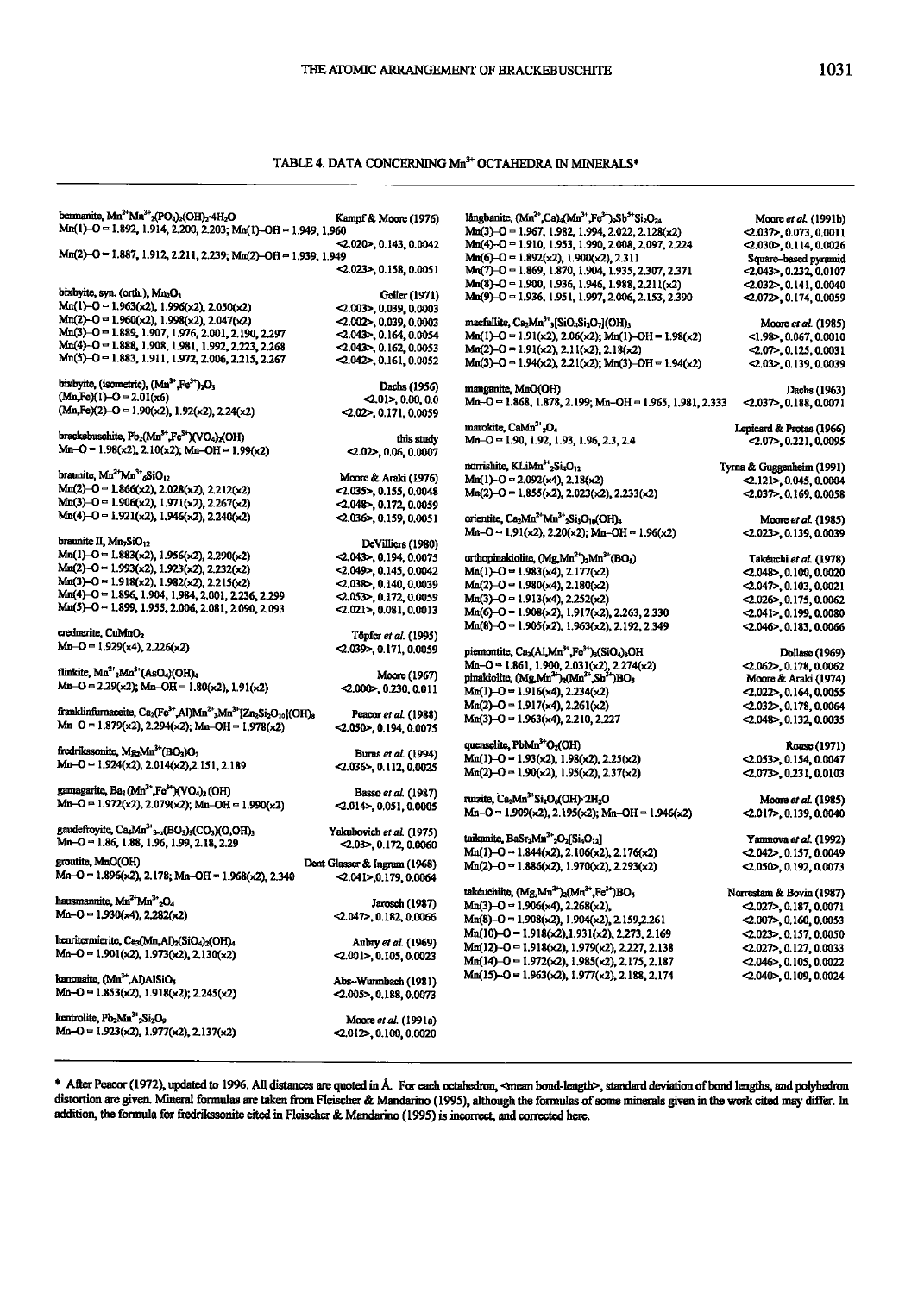### TABLE 4. DATA CONCERNING $Mn^{3+}$ OCTAHEDRA IN MINERALS*

| Mineral / bond lengths | Reference / <mean>, s.d., distortion |
|---|---|
| bermanite, $Mn^{2+}Mn^{3+}_2(PO_4)_2(OH)_2{\cdot}4H_2O$ | Kampf & Moore (1976) |
| Mn(1)–O = 1.892, 1.914, 2.200, 2.203; Mn(1)–OH = 1.949, 1.960 | <2.020>, 0.143, 0.0042 |
| Mn(2)–O = 1.887, 1.912, 2.211, 2.239; Mn(2)–OH = 1.939, 1.949 | <2.023>, 0.158, 0.0051 |
| bixbyite, syn. (orth.), $Mn_2O_3$ | Geller (1971) |
| Mn(1)–O = 1.963(×2), 1.996(×2), 2.050(×2) | <2.003>, 0.039, 0.0003 |
| Mn(2)–O = 1.960(×2), 1.998(×2), 2.047(×2) | <2.002>, 0.039, 0.0003 |
| Mn(3)–O = 1.889, 1.907, 1.976, 2.001, 2.190, 2.297 | <2.043>, 0.164, 0.0054 |
| Mn(4)–O = 1.888, 1.908, 1.981, 1.992, 2.223, 2.268 | <2.043>, 0.162, 0.0053 |
| Mn(5)–O = 1.883, 1.911, 1.972, 2.006, 2.215, 2.267 | <2.042>, 0.161, 0.0052 |
| bixbyite, (isometric), $(Mn^{3+},Fe^{3+})_2O_3$ | Dachs (1956) |
| (Mn,Fe)(1)–O = 2.01(×6) | <2.01>, 0.00, 0.0 |
| (Mn,Fe)(2)–O = 1.90(×2), 1.92(×2), 2.24(×2) | <2.02>, 0.171, 0.0059 |
| brackebuschite, $Pb_2(Mn^{3+},Fe^{3+})(VO_4)_2(OH)$ | this study |
| Mn–O = 1.98(×2), 2.10(×2); Mn–OH = 1.99(×2) | <2.02>, 0.06, 0.0007 |
| braunite, $Mn^{2+}Mn^{3+}_6SiO_{12}$ | Moore & Araki (1976) |
| Mn(2)–O = 1.866(×2), 2.028(×2), 2.212(×2) | <2.035>, 0.155, 0.0048 |
| Mn(3)–O = 1.906(×2), 1.971(×2), 2.267(×2) | <2.048>, 0.172, 0.0059 |
| Mn(4)–O = 1.921(×2), 1.946(×2), 2.240(×2) | <2.036>, 0.159, 0.0051 |
| braunite II, $Mn_7SiO_{12}$ | DeVilliers (1980) |
| Mn(1)–O = 1.883(×2), 1.956(×2), 2.290(×2) | <2.043>, 0.194, 0.0075 |
| Mn(2)–O = 1.993(×2), 1.923(×2), 2.232(×2) | <2.049>, 0.145, 0.0042 |
| Mn(3)–O = 1.918(×2), 1.982(×2), 2.215(×2) | <2.038>, 0.140, 0.0039 |
| Mn(4)–O = 1.896, 1.904, 1.984, 2.001, 2.236, 2.299 | <2.053>, 0.172, 0.0059 |
| Mn(5)–O = 1.899, 1.955, 2.006, 2.081, 2.090, 2.093 | <2.021>, 0.081, 0.0013 |
| crednerite, $CuMnO_2$ | Töpfer et al. (1995) |
| Mn–O = 1.929(×4), 2.226(×2) | <2.039>, 0.171, 0.0059 |
| flinkite, $Mn^{2+}_2Mn^{3+}(AsO_4)(OH)_4$ | Moore (1967) |
| Mn–O = 2.29(×2); Mn–OH = 1.80(×2), 1.91(×2) | <2.000>, 0.230, 0.011 |
| franklinfurnaceite, $Ca_2(Fe^{3+},Al)Mn^{2+}_3Mn^{3+}[Zn_2Si_2O_{10}](OH)_8$ | Peacor et al. (1988) |
| Mn–O = 1.879(×2), 2.294(×2); Mn–OH = 1.978(×2) | <2.050>, 0.194, 0.0075 |
| fredrikssonite, $Mg_2Mn^{3+}(BO_3)O_2$ | Burns et al. (1994) |
| Mn–O = 1.924(×2), 2.014(×2), 2.151, 2.189 | <2.036>, 0.112, 0.0025 |
| gamagarite, $Ba_2(Mn^{3+},Fe^{3+})(VO_4)_2(OH)$ | Basso et al. (1987) |
| Mn–O = 1.972(×2), 2.079(×2); Mn–OH = 1.990(×2) | <2.014>, 0.051, 0.0005 |
| gaudefroyite, $Ca_4Mn^{3+}_{3-x}(BO_3)_3(CO_3)(O,OH)_3$ | Yakubovich et al. (1975) |
| Mn–O = 1.86, 1.88, 1.96, 1.99, 2.18, 2.29 | <2.03>, 0.172, 0.0060 |
| groutite, MnO(OH) | Dent Glasser & Ingram (1968) |
| Mn–O = 1.896(×2), 2.178; Mn–OH = 1.968(×2), 2.340 | <2.041>, 0.179, 0.0064 |
| hausmannite, $Mn^{2+}Mn^{3+}_2O_4$ | Jarosch (1987) |
| Mn–O = 1.930(×4), 2.282(×2) | <2.047>, 0.182, 0.0066 |
| henritermierite, $Ca_3(Mn,Al)_2(SiO_4)_2(OH)_4$ | Aubry et al. (1969) |
| Mn–O = 1.901(×2), 1.973(×2), 2.130(×2) | <2.001>, 0.105, 0.0023 |
| kanonaite, $(Mn^{3+},Al)AlSiO_5$ | Abs-Wurmbach (1981) |
| Mn–O = 1.853(×2), 1.918(×2); 2.245(×2) | <2.005>, 0.188, 0.0073 |
| kentrolite, $Pb_2Mn^{3+}_2Si_2O_9$ | Moore et al. (1991a) |
| Mn–O = 1.923(×2), 1.977(×2), 2.137(×2) | <2.012>, 0.100, 0.0020 |
| långbanite, $(Mn^{2+},Ca)_4(Mn^{3+},Fe^{3+})_9Sb^{5+}Si_2O_{24}$ | Moore et al. (1991b) |
| Mn(3)–O = 1.967, 1.982, 1.994, 2.022, 2.128(×2) | <2.037>, 0.073, 0.0011 |
| Mn(4)–O = 1.910, 1.953, 1.990, 2.008, 2.097, 2.224 | <2.030>, 0.114, 0.0026 |
| Mn(6)–O = 1.892(×2), 1.900(×2), 2.311 | Square-based pyramid |
| Mn(7)–O = 1.869, 1.870, 1.904, 1.935, 2.307, 2.371 | <2.043>, 0.232, 0.0107 |
| Mn(8)–O = 1.900, 1.936, 1.946, 1.988, 2.211(×2) | <2.032>, 0.141, 0.0040 |
| Mn(9)–O = 1.936, 1.951, 1.997, 2.006, 2.153, 2.390 | <2.072>, 0.174, 0.0059 |
| macfallite, $Ca_2Mn^{3+}_3[SiO_4Si_2O_7](OH)_3$ | Moore et al. (1985) |
| Mn(1)–O = 1.91(×2), 2.06(×2); Mn(1)–OH = 1.98(×2) | <1.98>, 0.067, 0.0010 |
| Mn(2)–O = 1.91(×2), 2.11(×2), 2.18(×2) | <2.07>, 0.125, 0.0031 |
| Mn(3)–O = 1.94(×2), 2.21(×2); Mn(3)–OH = 1.94(×2) | <2.03>, 0.139, 0.0039 |
| manganite, MnO(OH) | Dachs (1963) |
| Mn–O = 1.868, 1.878, 2.199; Mn–OH = 1.965, 1.981, 2.333 | <2.037>, 0.188, 0.0071 |
| marokite, $CaMn^{3+}_2O_4$ | Lepicard & Protas (1966) |
| Mn–O = 1.90, 1.92, 1.93, 1.96, 2.3, 2.4 | <2.07>, 0.221, 0.0095 |
| norrishite, $KLiMn^{3+}_2Si_4O_{12}$ | Tyrna & Guggenheim (1991) |
| Mn(1)–O = 2.092(×4), 2.18(×2) | <2.121>, 0.045, 0.0004 |
| Mn(2)–O = 1.855(×2), 2.023(×2), 2.233(×2) | <2.037>, 0.169, 0.0058 |
| orientite, $Ca_2Mn^{2+}Mn^{3+}_2Si_3O_{10}(OH)_4$ | Moore et al. (1985) |
| Mn–O = 1.91(×2), 2.20(×2); Mn–OH = 1.96(×2) | <2.023>, 0.139, 0.0039 |
| orthopinakiolite, $(Mg,Mn^{2+})_2Mn^{3+}(BO_5)$ | Takéuchi et al. (1978) |
| Mn(1)–O = 1.983(×4), 2.177(×2) | <2.048>, 0.100, 0.0020 |
| Mn(2)–O = 1.980(×4), 2.180(×2) | <2.047>, 0.103, 0.0021 |
| Mn(3)–O = 1.913(×4), 2.252(×2) | <2.026>, 0.175, 0.0062 |
| Mn(6)–O = 1.908(×2), 1.917(×2), 2.263, 2.330 | <2.041>, 0.199, 0.0080 |
| Mn(8)–O = 1.905(×2), 1.963(×2), 2.192, 2.349 | <2.046>, 0.183, 0.0066 |
| piemontite, $Ca_2(Al,Mn^{3+},Fe^{3+})_3(SiO_4)_3OH$ | Dollase (1969) |
| Mn–O = 1.861, 1.900, 2.031(×2), 2.274(×2) | <2.062>, 0.178, 0.0062 |
| pinakiolite, $(Mg,Mn^{2+})_2(Mn^{3+},Sb^{5+})BO_5$ | Moore & Araki (1974) |
| Mn(1)–O = 1.916(×4), 2.234(×2) | <2.022>, 0.164, 0.0055 |
| Mn(2)–O = 1.917(×4), 2.261(×2) | <2.032>, 0.178, 0.0064 |
| Mn(3)–O = 1.963(×4), 2.210, 2.227 | <2.048>, 0.132, 0.0035 |
| quenselite, $PbMn^{3+}O_2(OH)$ | Rouse (1971) |
| Mn(1)–O = 1.93(×2), 1.98(×2), 2.25(×2) | <2.053>, 0.154, 0.0047 |
| Mn(2)–O = 1.90(×2), 1.95(×2), 2.37(×2) | <2.073>, 0.231, 0.0103 |
| ruizite, $Ca_2Mn^{3+}Si_4O_{11}(OH){\cdot}2H_2O$ | Moore et al. (1985) |
| Mn–O = 1.909(×2), 2.195(×2); Mn–OH = 1.946(×2) | <2.017>, 0.139, 0.0040 |
| taikanite, $BaSr_2Mn^{3+}_2O_2[Si_4O_{12}]$ | Yamnova et al. (1992) |
| Mn(1)–O = 1.844(×2), 2.106(×2), 2.176(×2) | <2.042>, 0.157, 0.0049 |
| Mn(2)–O = 1.886(×2), 1.970(×2), 2.293(×2) | <2.050>, 0.192, 0.0073 |
| takéuchiite, $(Mg,Mn^{2+})_2(Mn^{3+},Fe^{3+})BO_5$ | Norrestam & Bovin (1987) |
| Mn(3)–O = 1.906(×4), 2.268(×2), | <2.027>, 0.187, 0.0071 |
| Mn(8)–O = 1.908(×2), 1.904(×2), 2.159, 2.261 | <2.007>, 0.160, 0.0053 |
| Mn(10)–O = 1.918(×2), 1.931(×2), 2.273, 2.169 | <2.023>, 0.157, 0.0050 |
| Mn(12)–O = 1.918(×2), 1.979(×2), 2.227, 2.138 | <2.027>, 0.127, 0.0033 |
| Mn(14)–O = 1.972(×2), 1.985(×2), 2.175, 2.187 | <2.046>, 0.105, 0.0022 |
| Mn(15)–O = 1.963(×2), 1.977(×2), 2.188, 2.174 | <2.040>, 0.109, 0.0024 |

\* After Peacor (1972), updated to 1996. All distances are quoted in Å. For each octahedron, <mean bond-length>, standard deviation of bond lengths, and polyhedron distortion are given. Mineral formulas are taken from Fleischer & Mandarino (1995), although the formulas of some minerals given in the work cited may differ. In addition, the formula for fredrikssonite cited in Fleischer & Mandarino (1995) is incorrect, and corrected here.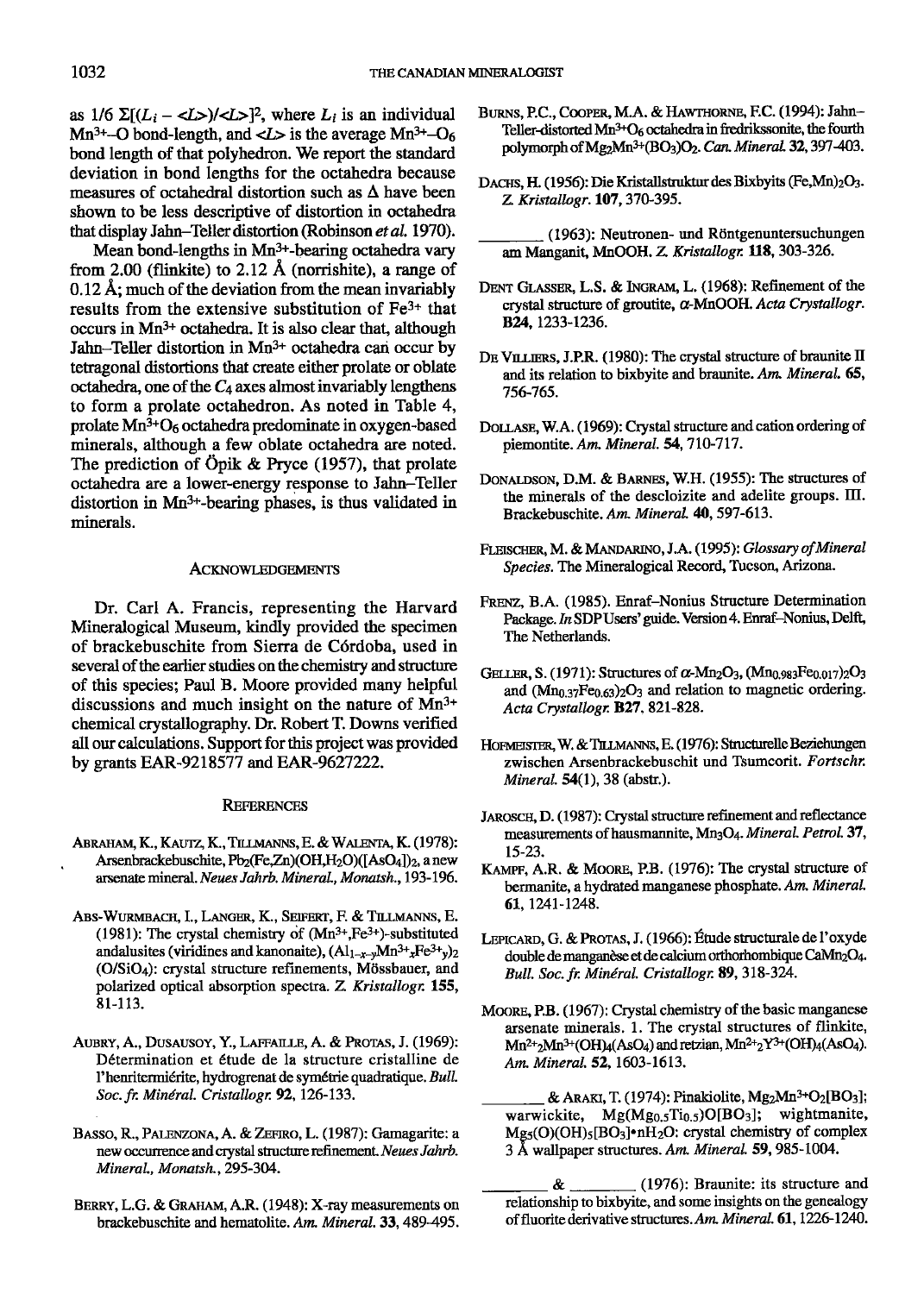as $1/6\ \Sigma[(L_i - \langle L \rangle)/\langle L \rangle]^2$, where $L_i$ is an individual $Mn^{3+}$–O bond-length, and $\langle L \rangle$ is the average $Mn^{3+}$–$O_6$ bond length of that polyhedron. We report the standard deviation in bond lengths for the octahedra because measures of octahedral distortion such as $\Delta$ have been shown to be less descriptive of distortion in octahedra that display Jahn–Teller distortion (Robinson *et al.* 1970).

Mean bond-lengths in $Mn^{3+}$-bearing octahedra vary from 2.00 (flinkite) to 2.12 Å (norrishite), a range of 0.12 Å; much of the deviation from the mean invariably results from the extensive substitution of $Fe^{3+}$ that occurs in $Mn^{3+}$ octahedra. It is also clear that, although Jahn–Teller distortion in $Mn^{3+}$ octahedra can occur by tetragonal distortions that create either prolate or oblate octahedra, one of the $C_4$ axes almost invariably lengthens to form a prolate octahedron. As noted in Table 4, prolate $Mn^{3+}O_6$ octahedra predominate in oxygen-based minerals, although a few oblate octahedra are noted. The prediction of Öpik & Pryce (1957), that prolate octahedra are a lower-energy response to Jahn–Teller distortion in $Mn^{3+}$-bearing phases, is thus validated in minerals.

## Acknowledgements

Dr. Carl A. Francis, representing the Harvard Mineralogical Museum, kindly provided the specimen of brackebuschite from Sierra de Córdoba, used in several of the earlier studies on the chemistry and structure of this species; Paul B. Moore provided many helpful discussions and much insight on the nature of $Mn^{3+}$ chemical crystallography. Dr. Robert T. Downs verified all our calculations. Support for this project was provided by grants EAR-9218577 and EAR-9627222.

## References

Abraham, K., Kautz, K., Tillmanns, E. & Walenta, K. (1978): Arsenbrackebuschite, $Pb_2(Fe,Zn)(OH,H_2O)([AsO_4])_2$, a new arsenate mineral. *Neues Jahrb. Mineral., Monatsh.*, 193-196.

Abs-Wurmbach, I., Langer, K., Seifert, F. & Tillmanns, E. (1981): The crystal chemistry of ($Mn^{3+}$,$Fe^{3+}$)-substituted andalusites (viridines and kanonaite), $(Al_{1-x-y}Mn^{3+}{}_xFe^{3+}{}_y)_2(O/SiO_4)$: crystal structure refinements, Mössbauer, and polarized optical absorption spectra. *Z. Kristallogr.* **155**, 81-113.

Aubry, A., Dusausoy, Y., Laffaille, A. & Protas, J. (1969): Détermination et étude de la structure cristalline de l'henritermiérite, hydrogrenat de symétrie quadratique. *Bull. Soc. fr. Minéral. Cristallogr.* **92**, 126-133.

Basso, R., Palenzona, A. & Zefiro, L. (1987): Gamagarite: a new occurrence and crystal structure refinement. *Neues Jahrb. Mineral., Monatsh.*, 295-304.

Berry, L.G. & Graham, A.R. (1948): X-ray measurements on brackebuschite and hematolite. *Am. Mineral.* **33**, 489-495.

Burns, P.C., Cooper, M.A. & Hawthorne, F.C. (1994): Jahn–Teller-distorted $Mn^{3+}O_6$ octahedra in fredrikssonite, the fourth polymorph of $Mg_2Mn^{3+}(BO_3)O_2$. *Can. Mineral.* **32**, 397-403.

Dachs, H. (1956): Die Kristallstruktur des Bixbyits $(Fe,Mn)_2O_3$. *Z. Kristallogr.* **107**, 370-395.

\_\_\_\_\_\_\_\_ (1963): Neutronen- und Röntgenuntersuchungen am Manganit, MnOOH. *Z. Kristallogr.* **118**, 303-326.

Dent Glasser, L.S. & Ingram, L. (1968): Refinement of the crystal structure of groutite, $\alpha$-MnOOH. *Acta Crystallogr.* **B24**, 1233-1236.

De Villiers, J.P.R. (1980): The crystal structure of braunite II and its relation to bixbyite and braunite. *Am. Mineral.* **65**, 756-765.

Dollase, W.A. (1969): Crystal structure and cation ordering of piemontite. *Am. Mineral.* **54**, 710-717.

Donaldson, D.M. & Barnes, W.H. (1955): The structures of the minerals of the descloizite and adelite groups. III. Brackebuschite. *Am. Mineral.* **40**, 597-613.

Fleischer, M. & Mandarino, J.A. (1995): *Glossary of Mineral Species.* The Mineralogical Record, Tucson, Arizona.

Frenz, B.A. (1985). Enraf–Nonius Structure Determination Package. *In* SDP Users' guide. Version 4. Enraf–Nonius, Delft, The Netherlands.

Geller, S. (1971): Structures of $\alpha$-$Mn_2O_3$, $(Mn_{0.983}Fe_{0.017})_2O_3$ and $(Mn_{0.37}Fe_{0.63})_2O_3$ and relation to magnetic ordering. *Acta Crystallogr.* **B27**, 821-828.

Hofmeister, W. & Tillmanns, E. (1976): Structurelle Beziehungen zwischen Arsenbrackebuschit und Tsumcorit. *Fortschr. Mineral.* **54**(1), 38 (abstr.).

Jarosch, D. (1987): Crystal structure refinement and reflectance measurements of hausmannite, $Mn_3O_4$. *Mineral. Petrol.* **37**, 15-23.

Kampf, A.R. & Moore, P.B. (1976): The crystal structure of bermanite, a hydrated manganese phosphate. *Am. Mineral.* **61**, 1241-1248.

Lepicard, G. & Protas, J. (1966): Étude structurale de l'oxyde double de manganèse et de calcium orthorhombique $CaMn_2O_4$. *Bull. Soc. fr. Minéral. Cristallogr.* **89**, 318-324.

Moore, P.B. (1967): Crystal chemistry of the basic manganese arsenate minerals. 1. The crystal structures of flinkite, $Mn^{2+}{}_2Mn^{3+}(OH)_4(AsO_4)$ and retzian, $Mn^{2+}{}_2Y^{3+}(OH)_4(AsO_4)$. *Am. Mineral.* **52**, 1603-1613.

\_\_\_\_\_\_\_\_ & Araki, T. (1974): Pinakiolite, $Mg_2Mn^{3+}O_2[BO_3]$; warwickite, $Mg(Mg_{0.5}Ti_{0.5})O[BO_3]$; wightmanite, $Mg_5(O)(OH)_5[BO_3]\cdot nH_2O$: crystal chemistry of complex 3 Å wallpaper structures. *Am. Mineral.* **59**, 985-1004.

\_\_\_\_\_\_\_\_ & \_\_\_\_\_\_\_\_ (1976): Braunite: its structure and relationship to bixbyite, and some insights on the genealogy of fluorite derivative structures. *Am. Mineral.* **61**, 1226-1240.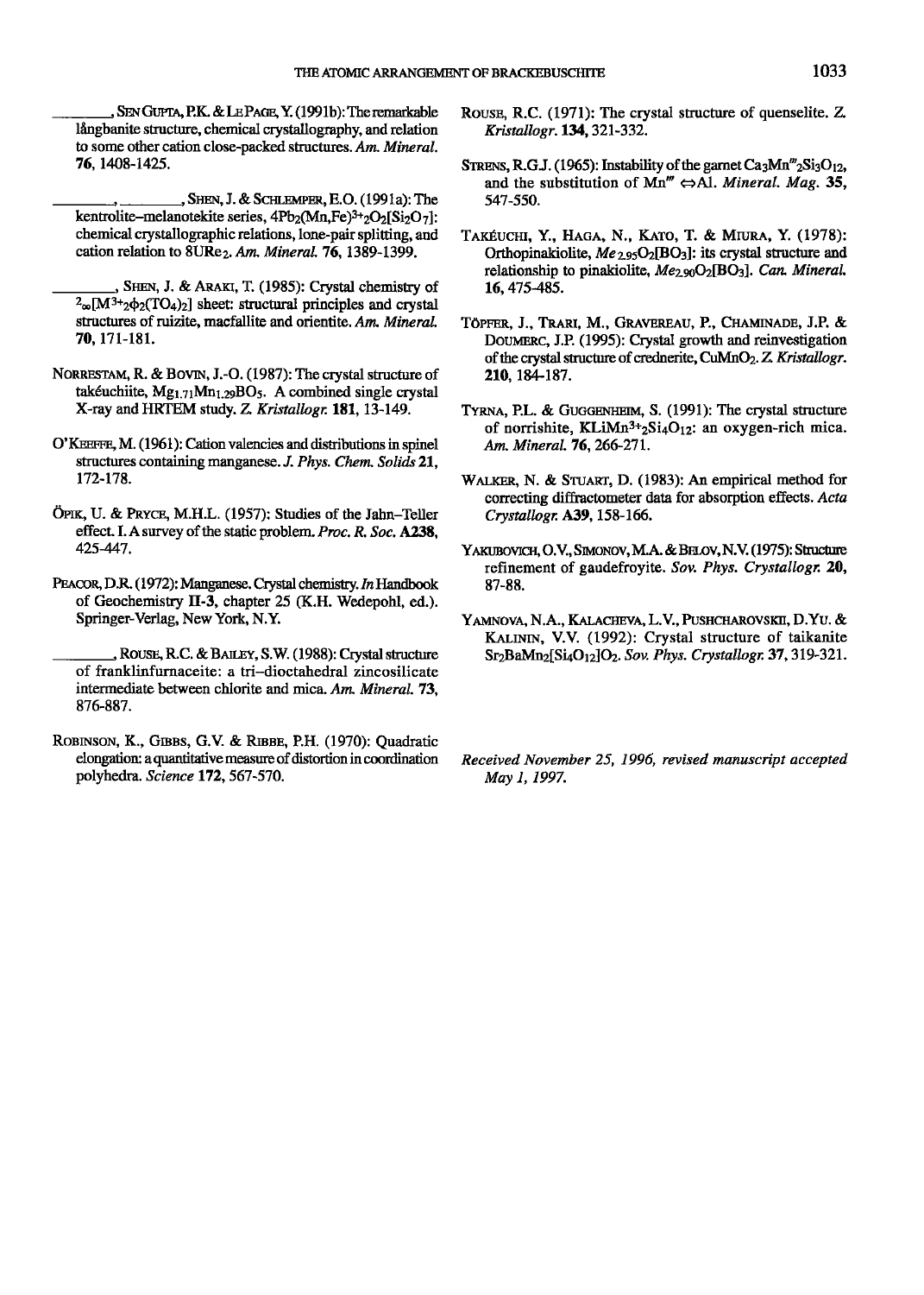________, SEN GUPTA, P.K. & LE PAGE, Y. (1991b): The remarkable långbanite structure, chemical crystallography, and relation to some other cation close-packed structures. *Am. Mineral.* **76**, 1408-1425.

________, ________, SHEN, J. & SCHLEMPER, E.O. (1991a): The kentrolite–melanotekite series, $4Pb_2(Mn,Fe)^{3+}{}_2O_2[Si_2O_7]$: chemical crystallographic relations, lone-pair splitting, and cation relation to $8UFe_2$. *Am. Mineral.* **76**, 1389-1399.

________, SHEN, J. & ARAKI, T. (1985): Crystal chemistry of ${}^2_\infty[M^{3+}{}_2\phi_2(TO_4)_2]$ sheet: structural principles and crystal structures of ruizite, macfallite and orientite. *Am. Mineral.* **70**, 171-181.

NORRESTAM, R. & BOVIN, J.-O. (1987): The crystal structure of takéuchiite, $Mg_{1.71}Mn_{1.29}BO_5$. A combined single crystal X-ray and HRTEM study. *Z. Kristallogr.* **181**, 13-149.

O'KEEFFE, M. (1961): Cation valencies and distributions in spinel structures containing manganese. *J. Phys. Chem. Solids* **21**, 172-178.

ÖPIK, U. & PRYCE, M.H.L. (1957): Studies of the Jahn–Teller effect. I. A survey of the static problem. *Proc. R. Soc.* **A238**, 425-447.

PEACOR, D.R. (1972): Manganese. Crystal chemistry. *In* Handbook of Geochemistry **II-3**, chapter 25 (K.H. Wedepohl, ed.). Springer-Verlag, New York, N.Y.

________, ROUSE, R.C. & BAILEY, S.W. (1988): Crystal structure of franklinfurnaceite: a tri–dioctahedral zincosilicate intermediate between chlorite and mica. *Am. Mineral.* **73**, 876-887.

ROBINSON, K., GIBBS, G.V. & RIBBE, P.H. (1970): Quadratic elongation: a quantitative measure of distortion in coordination polyhedra. *Science* **172**, 567-570.

ROUSE, R.C. (1971): The crystal structure of quenselite. *Z. Kristallogr.* **134**, 321-332.

STRENS, R.G.J. (1965): Instability of the garnet $Ca_3Mn'''_2Si_3O_{12}$, and the substitution of $Mn''' \Leftrightarrow Al$. *Mineral. Mag.* **35**, 547-550.

TAKÉUCHI, Y., HAGA, N., KATO, T. & MIURA, Y. (1978): Orthopinakiolite, $Me_{2.95}O_2[BO_3]$: its crystal structure and relationship to pinakiolite, $Me_{2.90}O_2[BO_3]$. *Can. Mineral.* **16**, 475-485.

TÖPFER, J., TRARI, M., GRAVEREAU, P., CHAMINADE, J.P. & DOUMERC, J.P. (1995): Crystal growth and reinvestigation of the crystal structure of crednerite, $CuMnO_2$. *Z. Kristallogr.* **210**, 184-187.

TYRNA, P.L. & GUGGENHEIM, S. (1991): The crystal structure of norrishite, $KLiMn^{3+}{}_2Si_4O_{12}$: an oxygen-rich mica. *Am. Mineral.* **76**, 266-271.

WALKER, N. & STUART, D. (1983): An empirical method for correcting diffractometer data for absorption effects. *Acta Crystallogr.* **A39**, 158-166.

YAKUBOVICH, O.V., SIMONOV, M.A. & BELOV, N.V. (1975): Structure refinement of gaudefroyite. *Sov. Phys. Crystallogr.* **20**, 87-88.

YAMNOVA, N.A., KALACHEVA, L.V., PUSHCHAROVSKII, D.YU. & KALININ, V.V. (1992): Crystal structure of taikanite $Sr_2BaMn_2[Si_4O_{12}]O_2$. *Sov. Phys. Crystallogr.* **37**, 319-321.

*Received November 25, 1996, revised manuscript accepted May 1, 1997.*